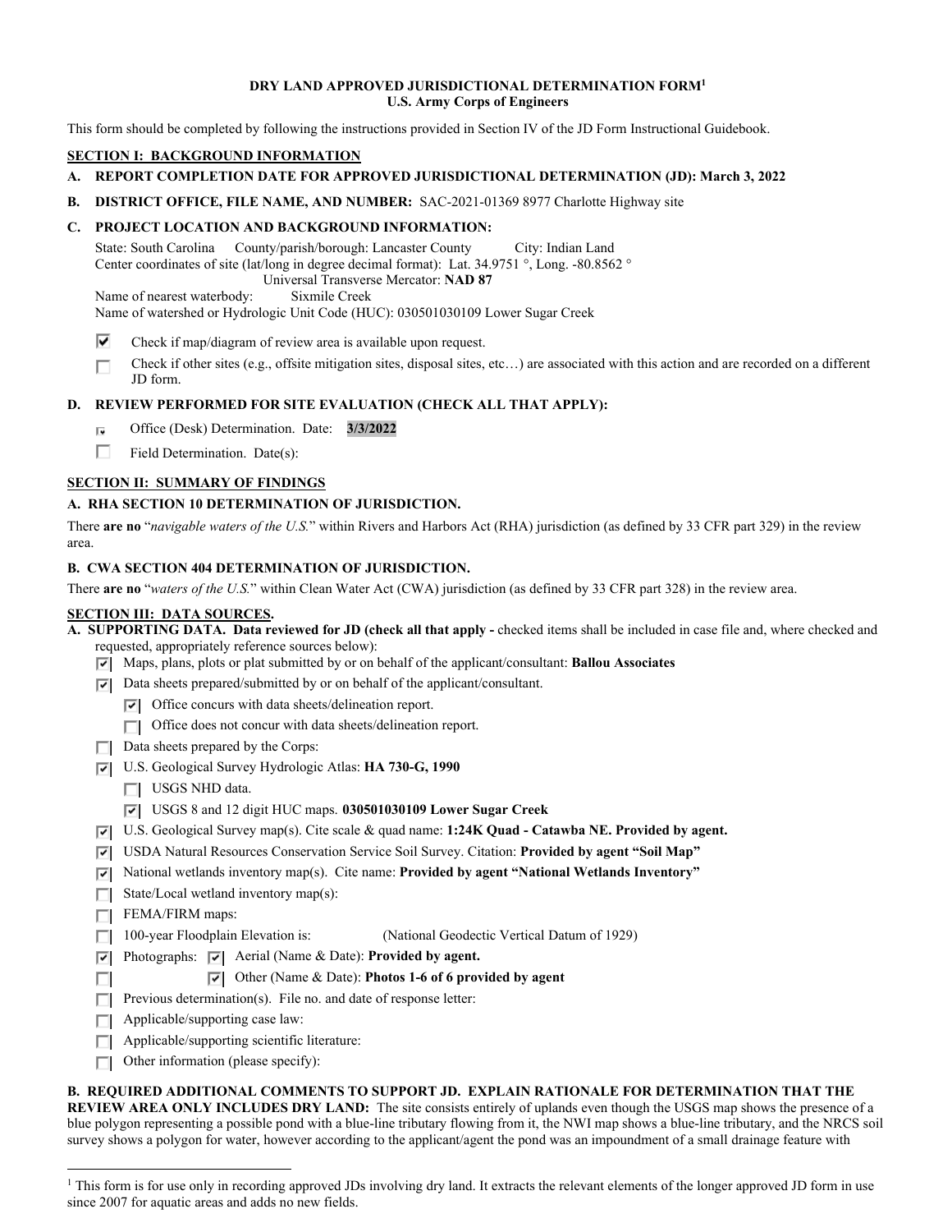**DRY LAND APPROVED JURISDICTIONAL DETERMINATION FORM[1]**
**U.S. Army Corps of Engineers**

This form should be completed by following the instructions provided in Section IV of the JD Form Instructional Guidebook.

## SECTION I: BACKGROUND INFORMATION

**A. REPORT COMPLETION DATE FOR APPROVED JURISDICTIONAL DETERMINATION (JD): March 3, 2022**

**B. DISTRICT OFFICE, FILE NAME, AND NUMBER:** SAC-2021-01369 8977 Charlotte Highway site

**C. PROJECT LOCATION AND BACKGROUND INFORMATION:**

State: South Carolina County/parish/borough: Lancaster County City: Indian Land
Center coordinates of site (lat/long in degree decimal format): Lat. 34.9751 °, Long. -80.8562 °
Universal Transverse Mercator: **NAD 87**
Name of nearest waterbody: Sixmile Creek
Name of watershed or Hydrologic Unit Code (HUC): 030501030109 Lower Sugar Creek

☑ Check if map/diagram of review area is available upon request.

☐ Check if other sites (e.g., offsite mitigation sites, disposal sites, etc…) are associated with this action and are recorded on a different JD form.

**D. REVIEW PERFORMED FOR SITE EVALUATION (CHECK ALL THAT APPLY):**

☑ Office (Desk) Determination. Date: **3/3/2022**

☐ Field Determination. Date(s):

## SECTION II: SUMMARY OF FINDINGS

**A. RHA SECTION 10 DETERMINATION OF JURISDICTION.**

There **are no** "*navigable waters of the U.S.*" within Rivers and Harbors Act (RHA) jurisdiction (as defined by 33 CFR part 329) in the review area.

**B. CWA SECTION 404 DETERMINATION OF JURISDICTION.**

There **are no** "*waters of the U.S.*" within Clean Water Act (CWA) jurisdiction (as defined by 33 CFR part 328) in the review area.

## SECTION III: DATA SOURCES.

**A. SUPPORTING DATA. Data reviewed for JD (check all that apply -** checked items shall be included in case file and, where checked and requested, appropriately reference sources below):

- ☑ Maps, plans, plots or plat submitted by or on behalf of the applicant/consultant: **Ballou Associates**
- ☑ Data sheets prepared/submitted by or on behalf of the applicant/consultant.
  - ☑ Office concurs with data sheets/delineation report.
  - ☐ Office does not concur with data sheets/delineation report.
- ☐ Data sheets prepared by the Corps:
- ☑ U.S. Geological Survey Hydrologic Atlas: **HA 730-G, 1990**
  - ☐ USGS NHD data.
  - ☑ USGS 8 and 12 digit HUC maps. **030501030109 Lower Sugar Creek**
- ☑ U.S. Geological Survey map(s). Cite scale & quad name: **1:24K Quad - Catawba NE. Provided by agent.**
- ☑ USDA Natural Resources Conservation Service Soil Survey. Citation: **Provided by agent "Soil Map"**
- ☑ National wetlands inventory map(s). Cite name: **Provided by agent "National Wetlands Inventory"**
- ☐ State/Local wetland inventory map(s):
- ☐ FEMA/FIRM maps:
- ☐ 100-year Floodplain Elevation is: (National Geodectic Vertical Datum of 1929)
- ☑ Photographs: ☑ Aerial (Name & Date): **Provided by agent.**
- ☐ ☑ Other (Name & Date): **Photos 1-6 of 6 provided by agent**
- ☐ Previous determination(s). File no. and date of response letter:
- ☐ Applicable/supporting case law:
- ☐ Applicable/supporting scientific literature:
- ☐ Other information (please specify):

**B. REQUIRED ADDITIONAL COMMENTS TO SUPPORT JD. EXPLAIN RATIONALE FOR DETERMINATION THAT THE REVIEW AREA ONLY INCLUDES DRY LAND:** The site consists entirely of uplands even though the USGS map shows the presence of a blue polygon representing a possible pond with a blue-line tributary flowing from it, the NWI map shows a blue-line tributary, and the NRCS soil survey shows a polygon for water, however according to the applicant/agent the pond was an impoundment of a small drainage feature with

---

[1] This form is for use only in recording approved JDs involving dry land. It extracts the relevant elements of the longer approved JD form in use since 2007 for aquatic areas and adds no new fields.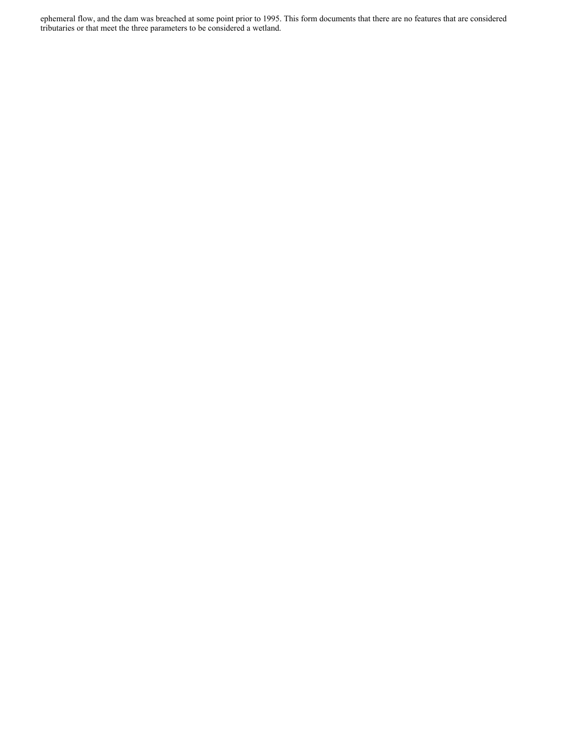ephemeral flow, and the dam was breached at some point prior to 1995. This form documents that there are no features that are considered tributaries or that meet the three parameters to be considered a wetland.